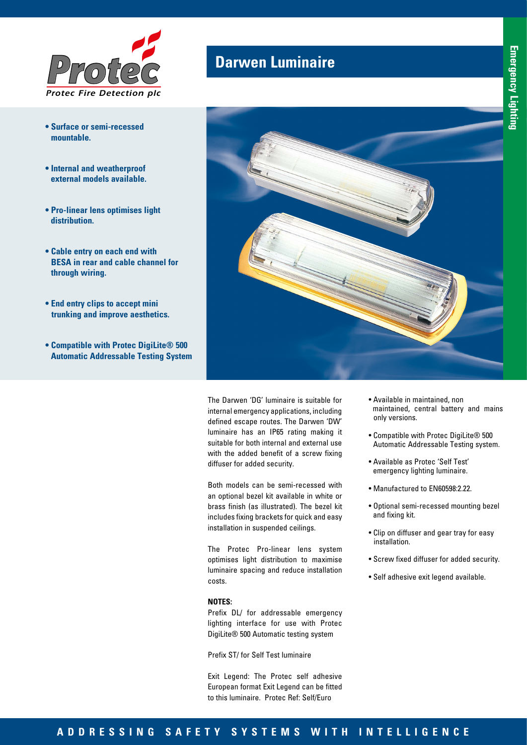Protec

Protec Fire Detection plc

# Darwen Luminaire

Emergency Lighting

- **Surface or semi-recessed mountable.**
- **Internal and weatherproof external models available.**
- **Pro-linear lens optimises light distribution.**
- **Cable entry on each end with BESA in rear and cable channel for through wiring.**
- **End entry clips to accept mini trunking and improve aesthetics.**
- **Compatible with Protec DigiLite® 500 Automatic Addressable Testing System**

The Darwen 'DG' luminaire is suitable for internal emergency applications, including defined escape routes. The Darwen 'DW' luminaire has an IP65 rating making it suitable for both internal and external use with the added benefit of a screw fixing diffuser for added security.

Both models can be semi-recessed with an optional bezel kit available in white or brass finish (as illustrated). The bezel kit includes fixing brackets for quick and easy installation in suspended ceilings.

The Protec Pro-linear lens system optimises light distribution to maximise luminaire spacing and reduce installation costs.

**NOTES:**

Prefix DL/ for addressable emergency lighting interface for use with Protec DigiLite® 500 Automatic testing system

Prefix ST/ for Self Test luminaire

Exit Legend: The Protec self adhesive European format Exit Legend can be fitted to this luminaire. Protec Ref: Self/Euro

- Available in maintained, non maintained, central battery and mains only versions.
- Compatible with Protec DigiLite® 500 Automatic Addressable Testing system.
- Available as Protec 'Self Test' emergency lighting luminaire.
- Manufactured to EN60598:2.22.
- Optional semi-recessed mounting bezel and fixing kit.
- Clip on diffuser and gear tray for easy installation.
- Screw fixed diffuser for added security.
- Self adhesive exit legend available.

**ADDRESSING SAFETY SYSTEMS WITH INTELLIGENCE**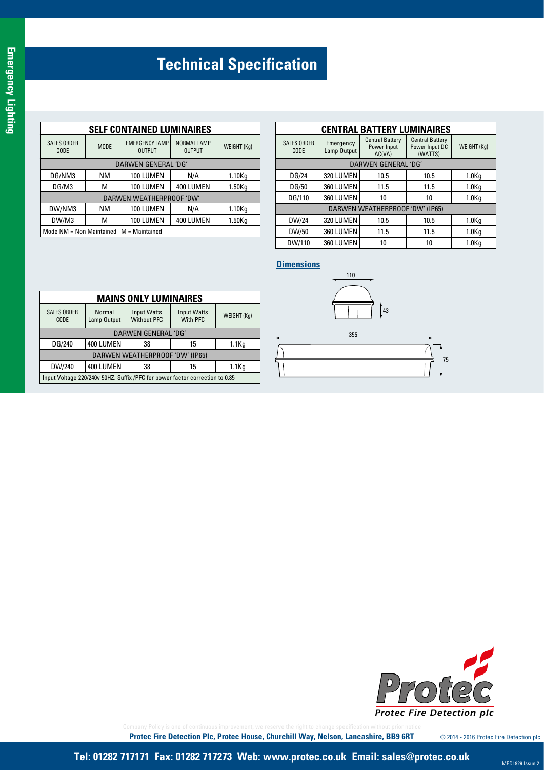# Technical Specification

| SELF CONTAINED LUMINAIRES | | | | |
|---|---|---|---|---|
| SALES ORDER CODE | MODE | EMERGENCY LAMP OUTPUT | NORMAL LAMP OUTPUT | WEIGHT (Kg) |
| DARWEN GENERAL 'DG' | | | | |
| DG/NM3 | NM | 100 LUMEN | N/A | 1.10Kg |
| DG/M3 | M | 100 LUMEN | 400 LUMEN | 1.50Kg |
| DARWEN WEATHERPROOF 'DW' | | | | |
| DW/NM3 | NM | 100 LUMEN | N/A | 1.10Kg |
| DW/M3 | M | 100 LUMEN | 400 LUMEN | 1.50Kg |
| Mode NM = Non Maintained M = Maintained | | | | |

| CENTRAL BATTERY LUMINAIRES | | | | |
|---|---|---|---|---|
| SALES ORDER CODE | Emergency Lamp Output | Central Battery Power Input AC(VA) | Central Battery Power Input DC (WATTS) | WEIGHT (Kg) |
| DARWEN GENERAL 'DG' | | | | |
| DG/24 | 320 LUMEN | 10.5 | 10.5 | 1.0Kg |
| DG/50 | 360 LUMEN | 11.5 | 11.5 | 1.0Kg |
| DG/110 | 360 LUMEN | 10 | 10 | 1.0Kg |
| DARWEN WEATHERPROOF 'DW' (IP65) | | | | |
| DW/24 | 320 LUMEN | 10.5 | 10.5 | 1.0Kg |
| DW/50 | 360 LUMEN | 11.5 | 11.5 | 1.0Kg |
| DW/110 | 360 LUMEN | 10 | 10 | 1.0Kg |

| MAINS ONLY LUMINAIRES | | | | |
|---|---|---|---|---|
| SALES ORDER CODE | Normal Lamp Output | Input Watts Without PFC | Input Watts With PFC | WEIGHT (Kg) |
| DARWEN GENERAL 'DG' | | | | |
| DG/240 | 400 LUMEN | 38 | 15 | 1.1Kg |
| DARWEN WEATHERPROOF 'DW' (IP65) | | | | |
| DW/240 | 400 LUMEN | 38 | 15 | 1.1Kg |
| Input Voltage 220/240v 50HZ. Suffix /PFC for power factor correction to 0.85 | | | | |

## Dimensions

110

43

355

75

Protec Fire Detection plc

Company Policy is one of continuous improvement, we reserve the right to change specification without prior notice

**Protec Fire Detection Plc, Protec House, Churchill Way, Nelson, Lancashire, BB9 6RT**

© 2014 - 2016 Protec Fire Detection plc

**Tel: 01282 717171 Fax: 01282 717273 Web: www.protec.co.uk Email: sales@protec.co.uk**

MED1929 Issue 2